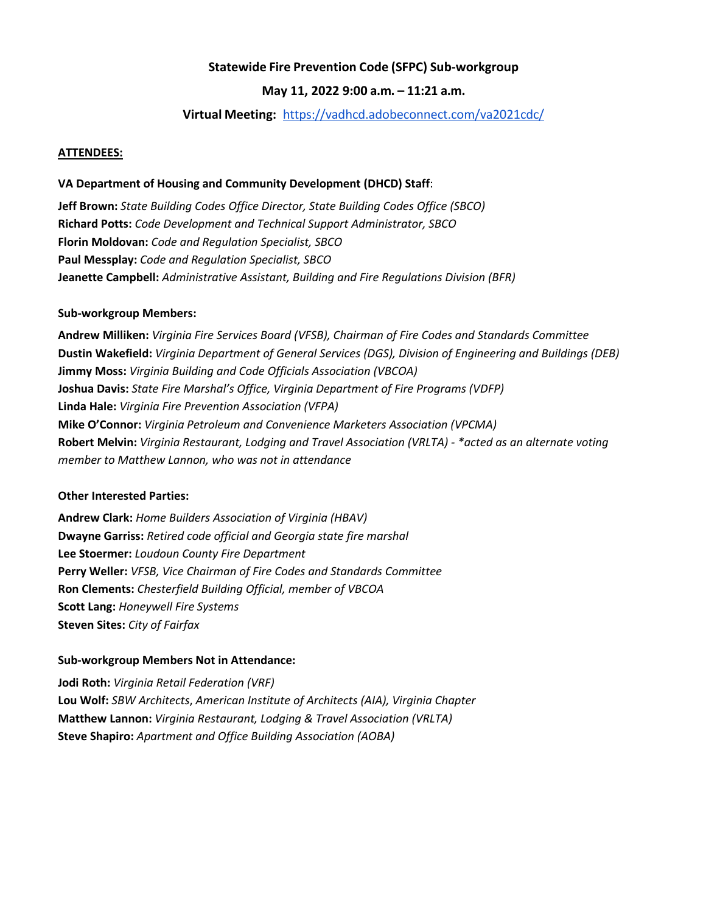# Statewide Fire Prevention Code (SFPC) Sub-workgroup

## May 11, 2022 9:00 a.m. – 11:21 a.m.

**Virtual Meeting:** https://vadhcd.adobeconnect.com/va2021cdc/

**ATTENDEES:**

**VA Department of Housing and Community Development (DHCD) Staff**:

**Jeff Brown:** *State Building Codes Office Director, State Building Codes Office (SBCO)*
**Richard Potts:** *Code Development and Technical Support Administrator, SBCO*
**Florin Moldovan:** *Code and Regulation Specialist, SBCO*
**Paul Messplay:** *Code and Regulation Specialist, SBCO*
**Jeanette Campbell:** *Administrative Assistant, Building and Fire Regulations Division (BFR)*

**Sub-workgroup Members:**

**Andrew Milliken:** *Virginia Fire Services Board (VFSB), Chairman of Fire Codes and Standards Committee*
**Dustin Wakefield:** *Virginia Department of General Services (DGS), Division of Engineering and Buildings (DEB)*
**Jimmy Moss:** *Virginia Building and Code Officials Association (VBCOA)*
**Joshua Davis:** *State Fire Marshal's Office, Virginia Department of Fire Programs (VDFP)*
**Linda Hale:** *Virginia Fire Prevention Association (VFPA)*
**Mike O'Connor:** *Virginia Petroleum and Convenience Marketers Association (VPCMA)*
**Robert Melvin:** *Virginia Restaurant, Lodging and Travel Association (VRLTA) - *acted as an alternate voting member to Matthew Lannon, who was not in attendance*

**Other Interested Parties:**

**Andrew Clark:** *Home Builders Association of Virginia (HBAV)*
**Dwayne Garriss:** *Retired code official and Georgia state fire marshal*
**Lee Stoermer:** *Loudoun County Fire Department*
**Perry Weller:** *VFSB, Vice Chairman of Fire Codes and Standards Committee*
**Ron Clements:** *Chesterfield Building Official, member of VBCOA*
**Scott Lang:** *Honeywell Fire Systems*
**Steven Sites:** *City of Fairfax*

**Sub-workgroup Members Not in Attendance:**

**Jodi Roth:** *Virginia Retail Federation (VRF)*
**Lou Wolf:** *SBW Architects, American Institute of Architects (AIA), Virginia Chapter*
**Matthew Lannon:** *Virginia Restaurant, Lodging & Travel Association (VRLTA)*
**Steve Shapiro:** *Apartment and Office Building Association (AOBA)*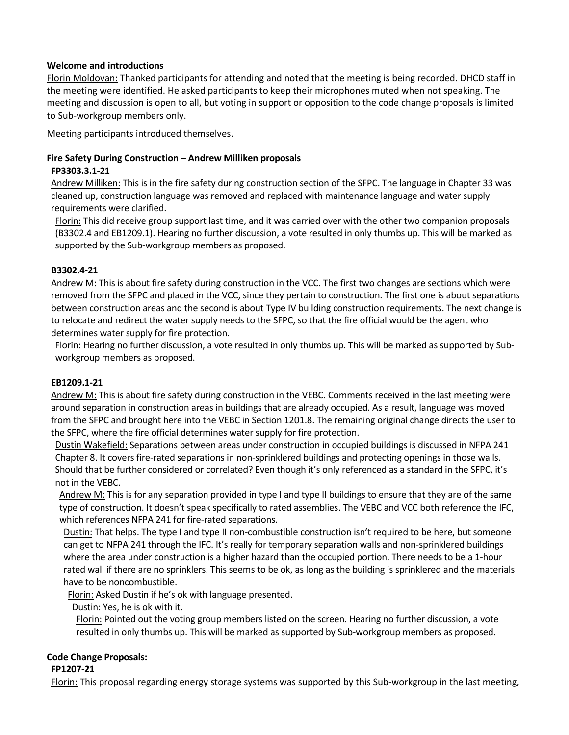**Welcome and introductions**

Florin Moldovan: Thanked participants for attending and noted that the meeting is being recorded. DHCD staff in the meeting were identified. He asked participants to keep their microphones muted when not speaking. The meeting and discussion is open to all, but voting in support or opposition to the code change proposals is limited to Sub-workgroup members only.

Meeting participants introduced themselves.

**Fire Safety During Construction – Andrew Milliken proposals**

**FP3303.3.1-21**

Andrew Milliken: This is in the fire safety during construction section of the SFPC. The language in Chapter 33 was cleaned up, construction language was removed and replaced with maintenance language and water supply requirements were clarified.

Florin: This did receive group support last time, and it was carried over with the other two companion proposals (B3302.4 and EB1209.1). Hearing no further discussion, a vote resulted in only thumbs up. This will be marked as supported by the Sub-workgroup members as proposed.

**B3302.4-21**

Andrew M: This is about fire safety during construction in the VCC. The first two changes are sections which were removed from the SFPC and placed in the VCC, since they pertain to construction. The first one is about separations between construction areas and the second is about Type IV building construction requirements. The next change is to relocate and redirect the water supply needs to the SFPC, so that the fire official would be the agent who determines water supply for fire protection.

Florin: Hearing no further discussion, a vote resulted in only thumbs up. This will be marked as supported by Sub-workgroup members as proposed.

**EB1209.1-21**

Andrew M: This is about fire safety during construction in the VEBC. Comments received in the last meeting were around separation in construction areas in buildings that are already occupied. As a result, language was moved from the SFPC and brought here into the VEBC in Section 1201.8. The remaining original change directs the user to the SFPC, where the fire official determines water supply for fire protection.

Dustin Wakefield: Separations between areas under construction in occupied buildings is discussed in NFPA 241 Chapter 8. It covers fire-rated separations in non-sprinklered buildings and protecting openings in those walls. Should that be further considered or correlated? Even though it's only referenced as a standard in the SFPC, it's not in the VEBC.

Andrew M: This is for any separation provided in type I and type II buildings to ensure that they are of the same type of construction. It doesn't speak specifically to rated assemblies. The VEBC and VCC both reference the IFC, which references NFPA 241 for fire-rated separations.

Dustin: That helps. The type I and type II non-combustible construction isn't required to be here, but someone can get to NFPA 241 through the IFC. It's really for temporary separation walls and non-sprinklered buildings where the area under construction is a higher hazard than the occupied portion. There needs to be a 1-hour rated wall if there are no sprinklers. This seems to be ok, as long as the building is sprinklered and the materials have to be noncombustible.

Florin: Asked Dustin if he's ok with language presented.

Dustin: Yes, he is ok with it.

Florin: Pointed out the voting group members listed on the screen. Hearing no further discussion, a vote resulted in only thumbs up. This will be marked as supported by Sub-workgroup members as proposed.

**Code Change Proposals:**

**FP1207-21**

Florin: This proposal regarding energy storage systems was supported by this Sub-workgroup in the last meeting,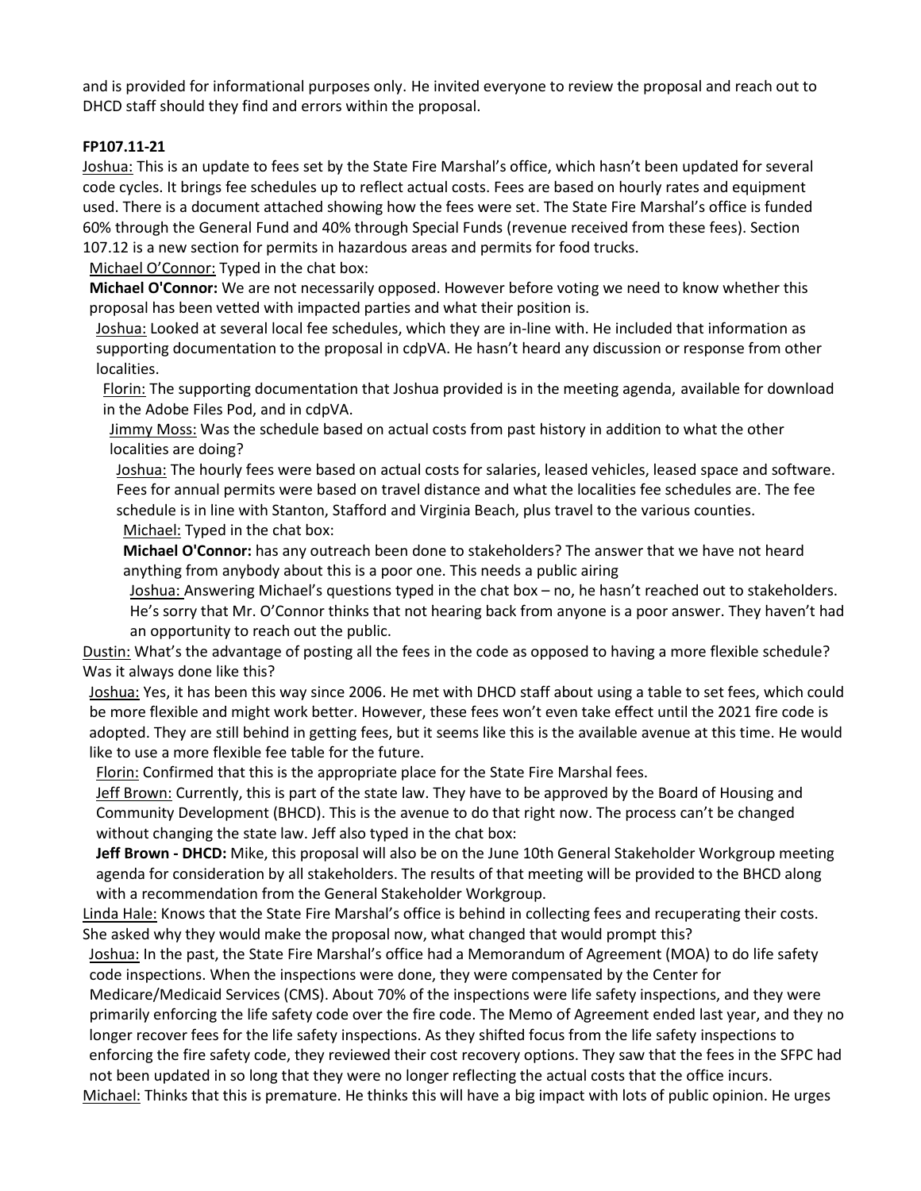and is provided for informational purposes only. He invited everyone to review the proposal and reach out to DHCD staff should they find and errors within the proposal.

**FP107.11-21**

Joshua: This is an update to fees set by the State Fire Marshal's office, which hasn't been updated for several code cycles. It brings fee schedules up to reflect actual costs. Fees are based on hourly rates and equipment used. There is a document attached showing how the fees were set. The State Fire Marshal's office is funded 60% through the General Fund and 40% through Special Funds (revenue received from these fees). Section 107.12 is a new section for permits in hazardous areas and permits for food trucks.

Michael O'Connor: Typed in the chat box:

**Michael O'Connor:** We are not necessarily opposed. However before voting we need to know whether this proposal has been vetted with impacted parties and what their position is.

Joshua: Looked at several local fee schedules, which they are in-line with. He included that information as supporting documentation to the proposal in cdpVA. He hasn't heard any discussion or response from other localities.

Florin: The supporting documentation that Joshua provided is in the meeting agenda, available for download in the Adobe Files Pod, and in cdpVA.

Jimmy Moss: Was the schedule based on actual costs from past history in addition to what the other localities are doing?

Joshua: The hourly fees were based on actual costs for salaries, leased vehicles, leased space and software. Fees for annual permits were based on travel distance and what the localities fee schedules are. The fee schedule is in line with Stanton, Stafford and Virginia Beach, plus travel to the various counties.

Michael: Typed in the chat box:

**Michael O'Connor:** has any outreach been done to stakeholders? The answer that we have not heard anything from anybody about this is a poor one. This needs a public airing

Joshua: Answering Michael's questions typed in the chat box – no, he hasn't reached out to stakeholders. He's sorry that Mr. O'Connor thinks that not hearing back from anyone is a poor answer. They haven't had an opportunity to reach out the public.

Dustin: What's the advantage of posting all the fees in the code as opposed to having a more flexible schedule? Was it always done like this?

Joshua: Yes, it has been this way since 2006. He met with DHCD staff about using a table to set fees, which could be more flexible and might work better. However, these fees won't even take effect until the 2021 fire code is adopted. They are still behind in getting fees, but it seems like this is the available avenue at this time. He would like to use a more flexible fee table for the future.

Florin: Confirmed that this is the appropriate place for the State Fire Marshal fees.

Jeff Brown: Currently, this is part of the state law. They have to be approved by the Board of Housing and Community Development (BHCD). This is the avenue to do that right now. The process can't be changed without changing the state law. Jeff also typed in the chat box:

**Jeff Brown - DHCD:** Mike, this proposal will also be on the June 10th General Stakeholder Workgroup meeting agenda for consideration by all stakeholders. The results of that meeting will be provided to the BHCD along with a recommendation from the General Stakeholder Workgroup.

Linda Hale: Knows that the State Fire Marshal's office is behind in collecting fees and recuperating their costs. She asked why they would make the proposal now, what changed that would prompt this?

Joshua: In the past, the State Fire Marshal's office had a Memorandum of Agreement (MOA) to do life safety code inspections. When the inspections were done, they were compensated by the Center for Medicare/Medicaid Services (CMS). About 70% of the inspections were life safety inspections, and they were primarily enforcing the life safety code over the fire code. The Memo of Agreement ended last year, and they no longer recover fees for the life safety inspections. As they shifted focus from the life safety inspections to enforcing the fire safety code, they reviewed their cost recovery options. They saw that the fees in the SFPC had not been updated in so long that they were no longer reflecting the actual costs that the office incurs.

Michael: Thinks that this is premature. He thinks this will have a big impact with lots of public opinion. He urges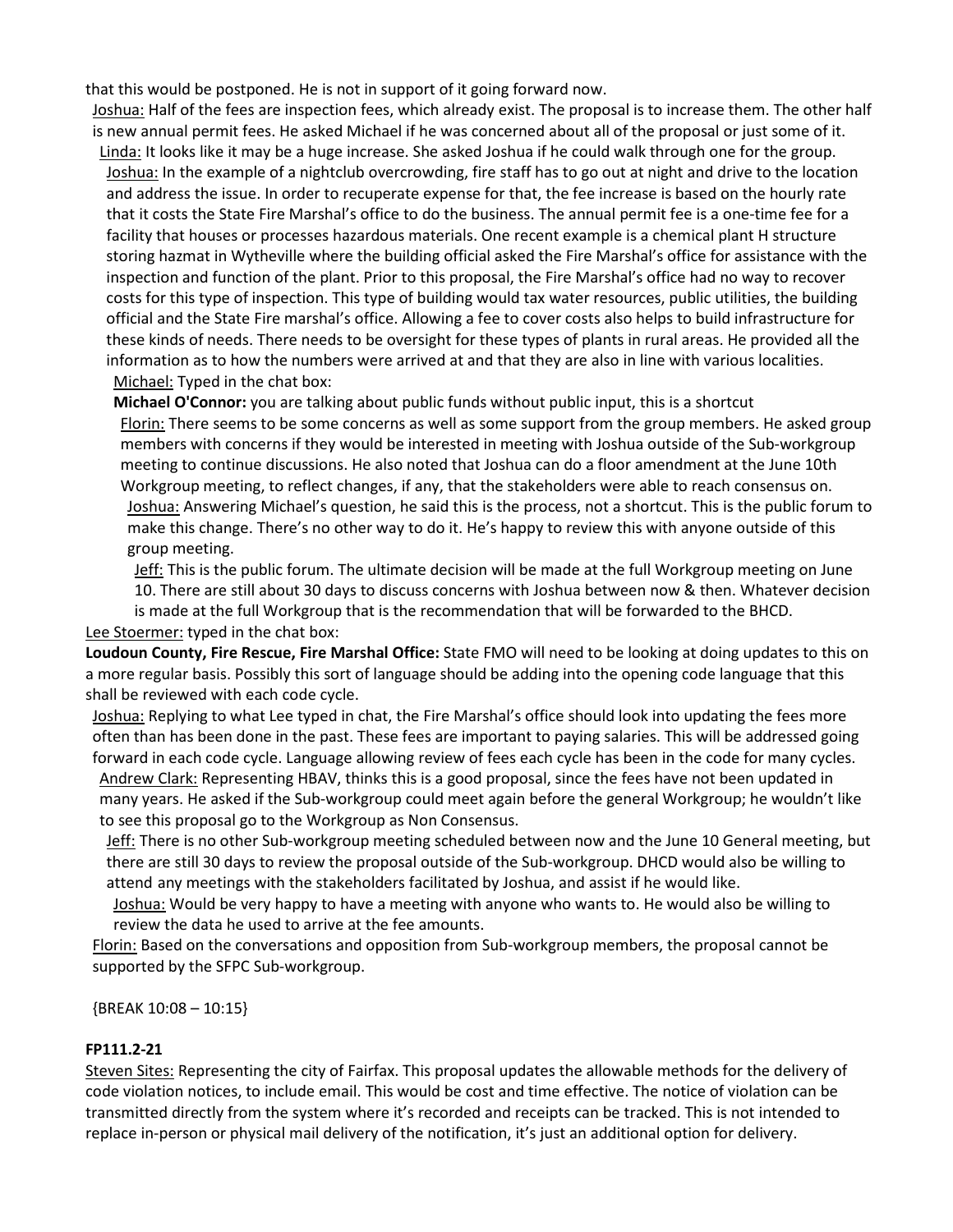that this would be postponed. He is not in support of it going forward now.

Joshua: Half of the fees are inspection fees, which already exist. The proposal is to increase them. The other half is new annual permit fees. He asked Michael if he was concerned about all of the proposal or just some of it.

Linda: It looks like it may be a huge increase. She asked Joshua if he could walk through one for the group.

Joshua: In the example of a nightclub overcrowding, fire staff has to go out at night and drive to the location and address the issue. In order to recuperate expense for that, the fee increase is based on the hourly rate that it costs the State Fire Marshal's office to do the business. The annual permit fee is a one-time fee for a facility that houses or processes hazardous materials. One recent example is a chemical plant H structure storing hazmat in Wytheville where the building official asked the Fire Marshal's office for assistance with the inspection and function of the plant. Prior to this proposal, the Fire Marshal's office had no way to recover costs for this type of inspection. This type of building would tax water resources, public utilities, the building official and the State Fire marshal's office. Allowing a fee to cover costs also helps to build infrastructure for these kinds of needs. There needs to be oversight for these types of plants in rural areas. He provided all the information as to how the numbers were arrived at and that they are also in line with various localities.

Michael: Typed in the chat box:

**Michael O'Connor:** you are talking about public funds without public input, this is a shortcut

Florin: There seems to be some concerns as well as some support from the group members. He asked group members with concerns if they would be interested in meeting with Joshua outside of the Sub-workgroup meeting to continue discussions. He also noted that Joshua can do a floor amendment at the June 10th Workgroup meeting, to reflect changes, if any, that the stakeholders were able to reach consensus on.

Joshua: Answering Michael's question, he said this is the process, not a shortcut. This is the public forum to make this change. There's no other way to do it. He's happy to review this with anyone outside of this group meeting.

Jeff: This is the public forum. The ultimate decision will be made at the full Workgroup meeting on June 10. There are still about 30 days to discuss concerns with Joshua between now & then. Whatever decision is made at the full Workgroup that is the recommendation that will be forwarded to the BHCD.

Lee Stoermer: typed in the chat box:

**Loudoun County, Fire Rescue, Fire Marshal Office:** State FMO will need to be looking at doing updates to this on a more regular basis. Possibly this sort of language should be adding into the opening code language that this shall be reviewed with each code cycle.

Joshua: Replying to what Lee typed in chat, the Fire Marshal's office should look into updating the fees more often than has been done in the past. These fees are important to paying salaries. This will be addressed going forward in each code cycle. Language allowing review of fees each cycle has been in the code for many cycles.

Andrew Clark: Representing HBAV, thinks this is a good proposal, since the fees have not been updated in many years. He asked if the Sub-workgroup could meet again before the general Workgroup; he wouldn't like to see this proposal go to the Workgroup as Non Consensus.

Jeff: There is no other Sub-workgroup meeting scheduled between now and the June 10 General meeting, but there are still 30 days to review the proposal outside of the Sub-workgroup. DHCD would also be willing to attend any meetings with the stakeholders facilitated by Joshua, and assist if he would like.

Joshua: Would be very happy to have a meeting with anyone who wants to. He would also be willing to review the data he used to arrive at the fee amounts.

Florin: Based on the conversations and opposition from Sub-workgroup members, the proposal cannot be supported by the SFPC Sub-workgroup.

{BREAK 10:08 – 10:15}

**FP111.2-21**

Steven Sites: Representing the city of Fairfax. This proposal updates the allowable methods for the delivery of code violation notices, to include email. This would be cost and time effective. The notice of violation can be transmitted directly from the system where it's recorded and receipts can be tracked. This is not intended to replace in-person or physical mail delivery of the notification, it's just an additional option for delivery.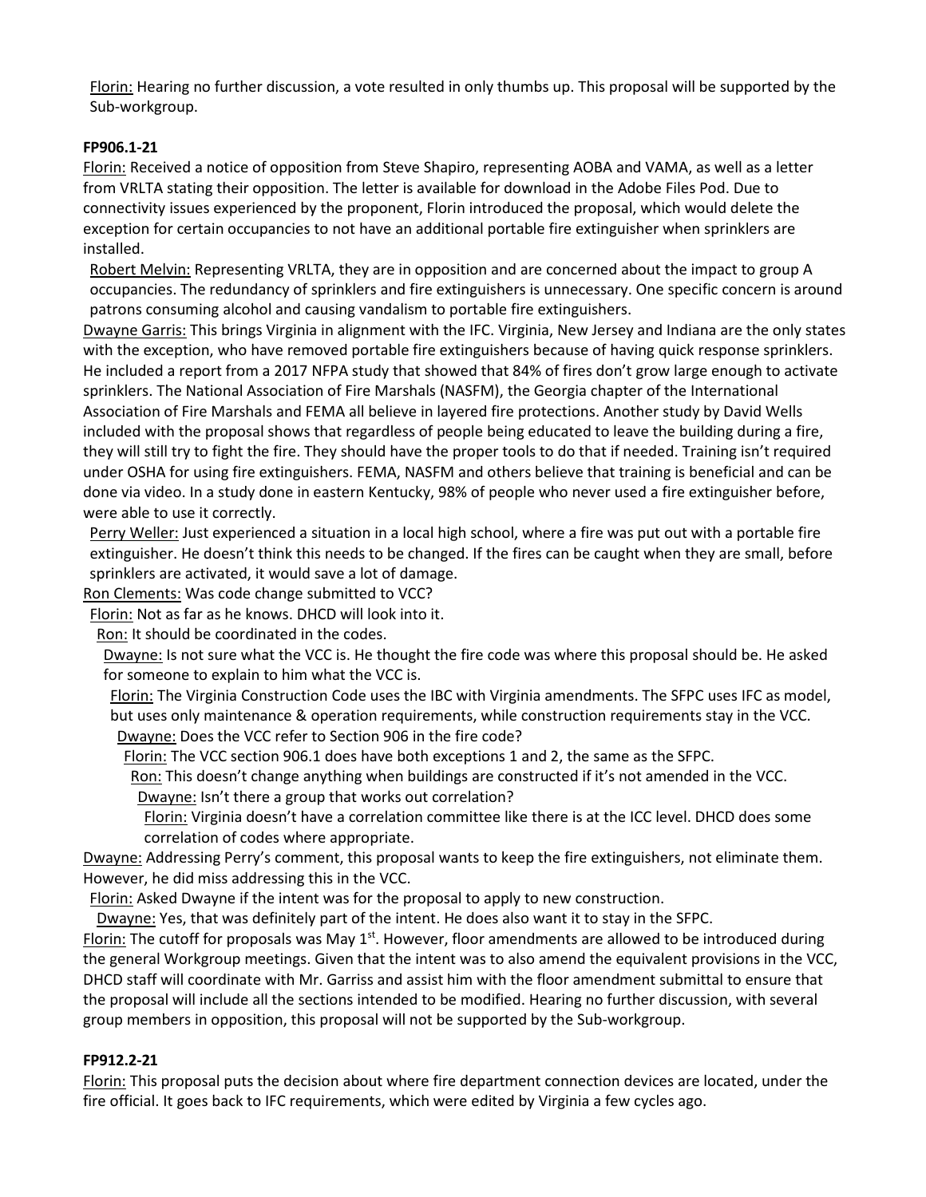Florin: Hearing no further discussion, a vote resulted in only thumbs up. This proposal will be supported by the Sub-workgroup.

**FP906.1-21**

Florin: Received a notice of opposition from Steve Shapiro, representing AOBA and VAMA, as well as a letter from VRLTA stating their opposition. The letter is available for download in the Adobe Files Pod. Due to connectivity issues experienced by the proponent, Florin introduced the proposal, which would delete the exception for certain occupancies to not have an additional portable fire extinguisher when sprinklers are installed.

Robert Melvin: Representing VRLTA, they are in opposition and are concerned about the impact to group A occupancies. The redundancy of sprinklers and fire extinguishers is unnecessary. One specific concern is around patrons consuming alcohol and causing vandalism to portable fire extinguishers.

Dwayne Garris: This brings Virginia in alignment with the IFC. Virginia, New Jersey and Indiana are the only states with the exception, who have removed portable fire extinguishers because of having quick response sprinklers. He included a report from a 2017 NFPA study that showed that 84% of fires don't grow large enough to activate sprinklers. The National Association of Fire Marshals (NASFM), the Georgia chapter of the International Association of Fire Marshals and FEMA all believe in layered fire protections. Another study by David Wells included with the proposal shows that regardless of people being educated to leave the building during a fire, they will still try to fight the fire. They should have the proper tools to do that if needed. Training isn't required under OSHA for using fire extinguishers. FEMA, NASFM and others believe that training is beneficial and can be done via video. In a study done in eastern Kentucky, 98% of people who never used a fire extinguisher before, were able to use it correctly.

Perry Weller: Just experienced a situation in a local high school, where a fire was put out with a portable fire extinguisher. He doesn't think this needs to be changed. If the fires can be caught when they are small, before sprinklers are activated, it would save a lot of damage.

Ron Clements: Was code change submitted to VCC?

Florin: Not as far as he knows. DHCD will look into it.

Ron: It should be coordinated in the codes.

Dwayne: Is not sure what the VCC is. He thought the fire code was where this proposal should be. He asked for someone to explain to him what the VCC is.

Florin: The Virginia Construction Code uses the IBC with Virginia amendments. The SFPC uses IFC as model, but uses only maintenance & operation requirements, while construction requirements stay in the VCC.

Dwayne: Does the VCC refer to Section 906 in the fire code?

Florin: The VCC section 906.1 does have both exceptions 1 and 2, the same as the SFPC.

Ron: This doesn't change anything when buildings are constructed if it's not amended in the VCC.

Dwayne: Isn't there a group that works out correlation?

Florin: Virginia doesn't have a correlation committee like there is at the ICC level. DHCD does some correlation of codes where appropriate.

Dwayne: Addressing Perry's comment, this proposal wants to keep the fire extinguishers, not eliminate them. However, he did miss addressing this in the VCC.

Florin: Asked Dwayne if the intent was for the proposal to apply to new construction.

Dwayne: Yes, that was definitely part of the intent. He does also want it to stay in the SFPC.

Florin: The cutoff for proposals was May 1st. However, floor amendments are allowed to be introduced during the general Workgroup meetings. Given that the intent was to also amend the equivalent provisions in the VCC, DHCD staff will coordinate with Mr. Garriss and assist him with the floor amendment submittal to ensure that the proposal will include all the sections intended to be modified. Hearing no further discussion, with several group members in opposition, this proposal will not be supported by the Sub-workgroup.

**FP912.2-21**

Florin: This proposal puts the decision about where fire department connection devices are located, under the fire official. It goes back to IFC requirements, which were edited by Virginia a few cycles ago.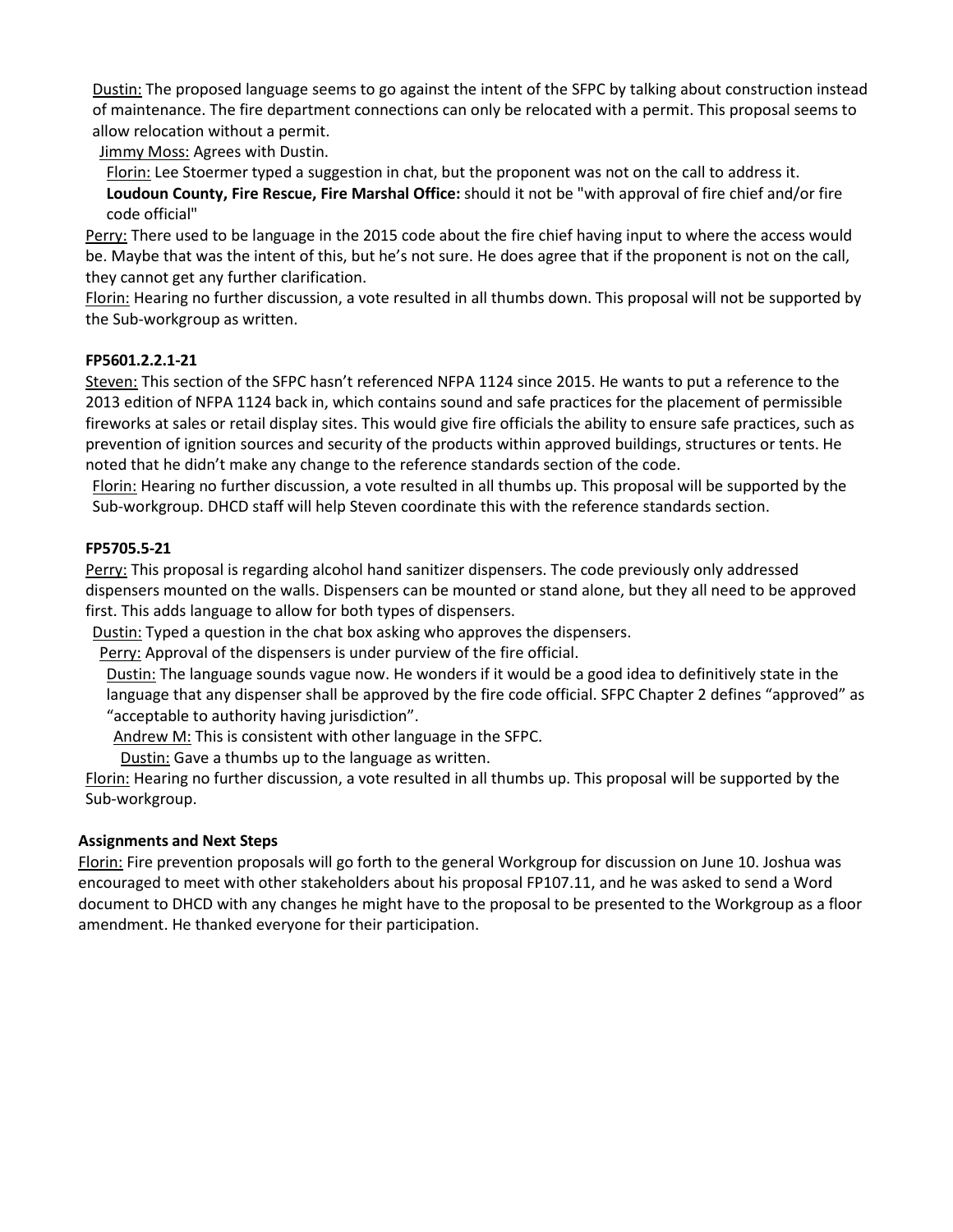Dustin: The proposed language seems to go against the intent of the SFPC by talking about construction instead of maintenance. The fire department connections can only be relocated with a permit. This proposal seems to allow relocation without a permit.

Jimmy Moss: Agrees with Dustin.

Florin: Lee Stoermer typed a suggestion in chat, but the proponent was not on the call to address it.

**Loudoun County, Fire Rescue, Fire Marshal Office:** should it not be "with approval of fire chief and/or fire code official"

Perry: There used to be language in the 2015 code about the fire chief having input to where the access would be. Maybe that was the intent of this, but he's not sure. He does agree that if the proponent is not on the call, they cannot get any further clarification.

Florin: Hearing no further discussion, a vote resulted in all thumbs down. This proposal will not be supported by the Sub-workgroup as written.

**FP5601.2.2.1-21**

Steven: This section of the SFPC hasn't referenced NFPA 1124 since 2015. He wants to put a reference to the 2013 edition of NFPA 1124 back in, which contains sound and safe practices for the placement of permissible fireworks at sales or retail display sites. This would give fire officials the ability to ensure safe practices, such as prevention of ignition sources and security of the products within approved buildings, structures or tents. He noted that he didn't make any change to the reference standards section of the code.

Florin: Hearing no further discussion, a vote resulted in all thumbs up. This proposal will be supported by the Sub-workgroup. DHCD staff will help Steven coordinate this with the reference standards section.

**FP5705.5-21**

Perry: This proposal is regarding alcohol hand sanitizer dispensers. The code previously only addressed dispensers mounted on the walls. Dispensers can be mounted or stand alone, but they all need to be approved first. This adds language to allow for both types of dispensers.

Dustin: Typed a question in the chat box asking who approves the dispensers.

Perry: Approval of the dispensers is under purview of the fire official.

Dustin: The language sounds vague now. He wonders if it would be a good idea to definitively state in the language that any dispenser shall be approved by the fire code official. SFPC Chapter 2 defines "approved" as "acceptable to authority having jurisdiction".

Andrew M: This is consistent with other language in the SFPC.

Dustin: Gave a thumbs up to the language as written.

Florin: Hearing no further discussion, a vote resulted in all thumbs up. This proposal will be supported by the Sub-workgroup.

**Assignments and Next Steps**

Florin: Fire prevention proposals will go forth to the general Workgroup for discussion on June 10. Joshua was encouraged to meet with other stakeholders about his proposal FP107.11, and he was asked to send a Word document to DHCD with any changes he might have to the proposal to be presented to the Workgroup as a floor amendment. He thanked everyone for their participation.